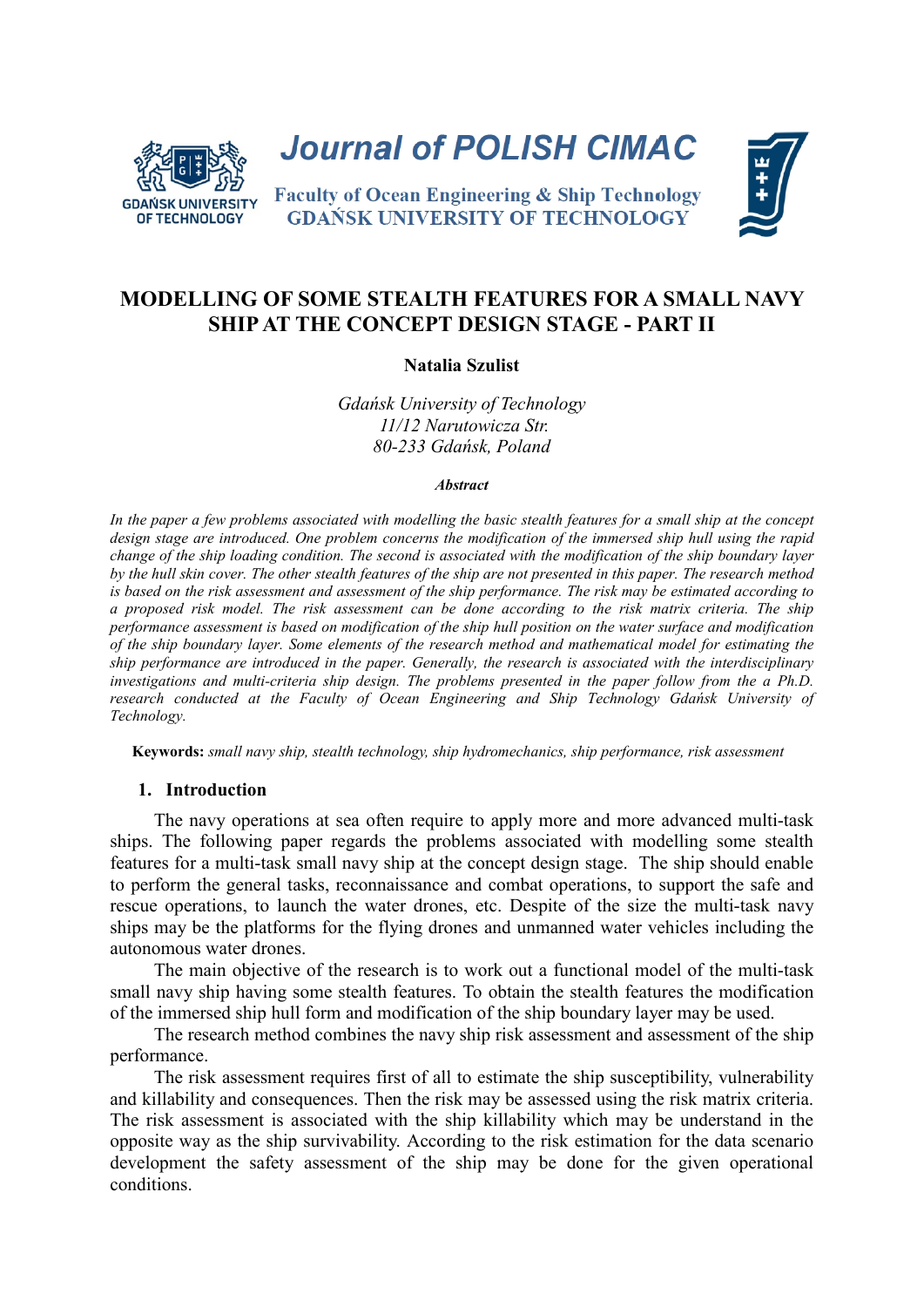# MODELLING OF SOME STEALTH FEATURES FOR A SMALL NAVY SHIP AT THE CONCEPT DESIGN STAGE - PART II

**Natalia Szulist**

*Gdańsk University of Technology*
*11/12 Narutowicza Str.*
*80-233 Gdańsk, Poland*

***Abstract***

*In the paper a few problems associated with modelling the basic stealth features for a small ship at the concept design stage are introduced. One problem concerns the modification of the immersed ship hull using the rapid change of the ship loading condition. The second is associated with the modification of the ship boundary layer by the hull skin cover. The other stealth features of the ship are not presented in this paper. The research method is based on the risk assessment and assessment of the ship performance. The risk may be estimated according to a proposed risk model. The risk assessment can be done according to the risk matrix criteria. The ship performance assessment is based on modification of the ship hull position on the water surface and modification of the ship boundary layer. Some elements of the research method and mathematical model for estimating the ship performance are introduced in the paper. Generally, the research is associated with the interdisciplinary investigations and multi-criteria ship design. The problems presented in the paper follow from the a Ph.D. research conducted at the Faculty of Ocean Engineering and Ship Technology Gdańsk University of Technology.*

**Keywords:** *small navy ship, stealth technology, ship hydromechanics, ship performance, risk assessment*

## 1. Introduction

The navy operations at sea often require to apply more and more advanced multi-task ships. The following paper regards the problems associated with modelling some stealth features for a multi-task small navy ship at the concept design stage. The ship should enable to perform the general tasks, reconnaissance and combat operations, to support the safe and rescue operations, to launch the water drones, etc. Despite of the size the multi-task navy ships may be the platforms for the flying drones and unmanned water vehicles including the autonomous water drones.

The main objective of the research is to work out a functional model of the multi-task small navy ship having some stealth features. To obtain the stealth features the modification of the immersed ship hull form and modification of the ship boundary layer may be used.

The research method combines the navy ship risk assessment and assessment of the ship performance.

The risk assessment requires first of all to estimate the ship susceptibility, vulnerability and killability and consequences. Then the risk may be assessed using the risk matrix criteria. The risk assessment is associated with the ship killability which may be understand in the opposite way as the ship survivability. According to the risk estimation for the data scenario development the safety assessment of the ship may be done for the given operational conditions.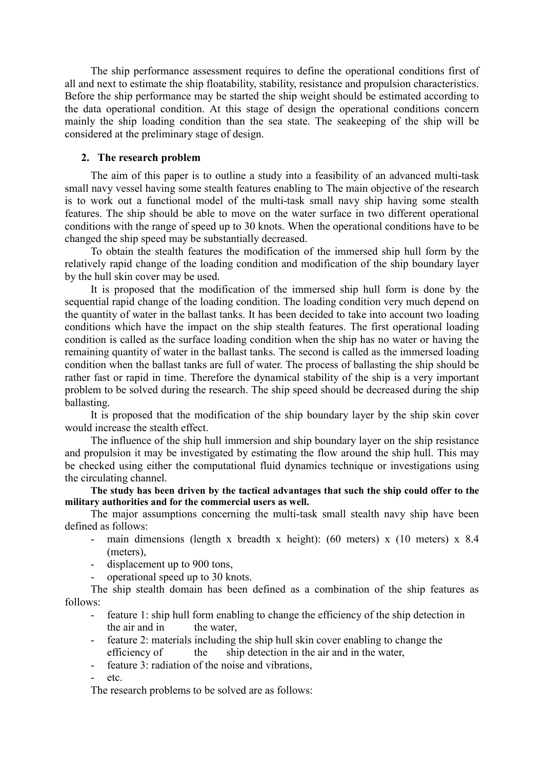The ship performance assessment requires to define the operational conditions first of all and next to estimate the ship floatability, stability, resistance and propulsion characteristics. Before the ship performance may be started the ship weight should be estimated according to the data operational condition. At this stage of design the operational conditions concern mainly the ship loading condition than the sea state. The seakeeping of the ship will be considered at the preliminary stage of design.

## 2. The research problem

The aim of this paper is to outline a study into a feasibility of an advanced multi-task small navy vessel having some stealth features enabling to The main objective of the research is to work out a functional model of the multi-task small navy ship having some stealth features. The ship should be able to move on the water surface in two different operational conditions with the range of speed up to 30 knots. When the operational conditions have to be changed the ship speed may be substantially decreased.

To obtain the stealth features the modification of the immersed ship hull form by the relatively rapid change of the loading condition and modification of the ship boundary layer by the hull skin cover may be used.

It is proposed that the modification of the immersed ship hull form is done by the sequential rapid change of the loading condition. The loading condition very much depend on the quantity of water in the ballast tanks. It has been decided to take into account two loading conditions which have the impact on the ship stealth features. The first operational loading condition is called as the surface loading condition when the ship has no water or having the remaining quantity of water in the ballast tanks. The second is called as the immersed loading condition when the ballast tanks are full of water. The process of ballasting the ship should be rather fast or rapid in time. Therefore the dynamical stability of the ship is a very important problem to be solved during the research. The ship speed should be decreased during the ship ballasting.

It is proposed that the modification of the ship boundary layer by the ship skin cover would increase the stealth effect.

The influence of the ship hull immersion and ship boundary layer on the ship resistance and propulsion it may be investigated by estimating the flow around the ship hull. This may be checked using either the computational fluid dynamics technique or investigations using the circulating channel.

**The study has been driven by the tactical advantages that such the ship could offer to the military authorities and for the commercial users as well.**

The major assumptions concerning the multi-task small stealth navy ship have been defined as follows:

- main dimensions (length x breadth x height): (60 meters) x (10 meters) x 8.4 (meters),
- displacement up to 900 tons,
- operational speed up to 30 knots.

The ship stealth domain has been defined as a combination of the ship features as follows:

- feature 1: ship hull form enabling to change the efficiency of the ship detection in the air and in the water,
- feature 2: materials including the ship hull skin cover enabling to change the efficiency of the ship detection in the air and in the water,
- feature 3: radiation of the noise and vibrations,
- etc.

The research problems to be solved are as follows: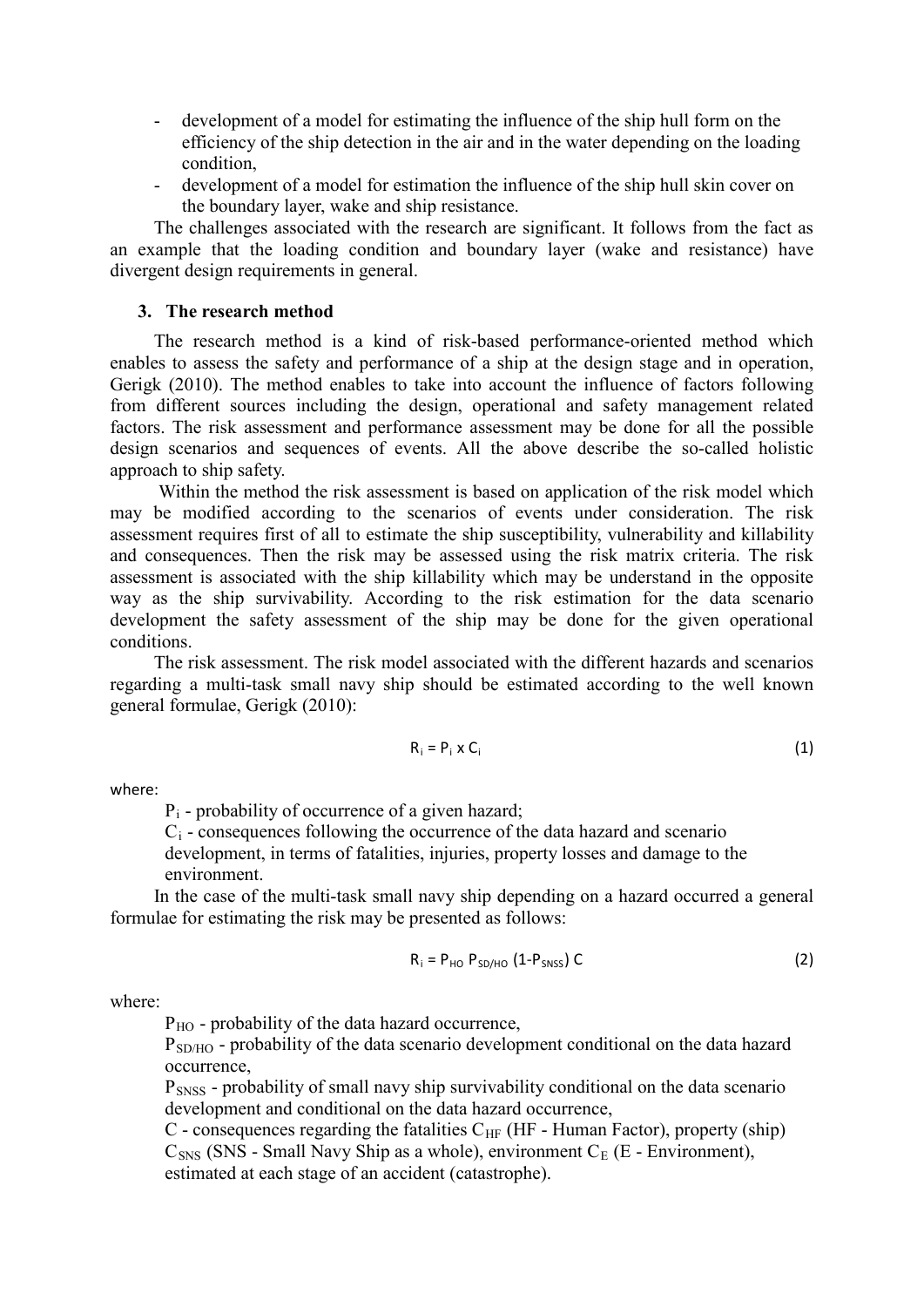- development of a model for estimating the influence of the ship hull form on the efficiency of the ship detection in the air and in the water depending on the loading condition,
- development of a model for estimation the influence of the ship hull skin cover on the boundary layer, wake and ship resistance.

The challenges associated with the research are significant. It follows from the fact as an example that the loading condition and boundary layer (wake and resistance) have divergent design requirements in general.

## 3. The research method

The research method is a kind of risk-based performance-oriented method which enables to assess the safety and performance of a ship at the design stage and in operation, Gerigk (2010). The method enables to take into account the influence of factors following from different sources including the design, operational and safety management related factors. The risk assessment and performance assessment may be done for all the possible design scenarios and sequences of events. All the above describe the so-called holistic approach to ship safety.

Within the method the risk assessment is based on application of the risk model which may be modified according to the scenarios of events under consideration. The risk assessment requires first of all to estimate the ship susceptibility, vulnerability and killability and consequences. Then the risk may be assessed using the risk matrix criteria. The risk assessment is associated with the ship killability which may be understand in the opposite way as the ship survivability. According to the risk estimation for the data scenario development the safety assessment of the ship may be done for the given operational conditions.

The risk assessment. The risk model associated with the different hazards and scenarios regarding a multi-task small navy ship should be estimated according to the well known general formulae, Gerigk (2010):

$$R_i = P_i \times C_i \tag{1}$$

where:

$P_i$ - probability of occurrence of a given hazard;

$C_i$ - consequences following the occurrence of the data hazard and scenario development, in terms of fatalities, injuries, property losses and damage to the environment.

In the case of the multi-task small navy ship depending on a hazard occurred a general formulae for estimating the risk may be presented as follows:

$$R_i = P_{HO}\, P_{SD/HO}\, (1-P_{SNSS})\, C \tag{2}$$

where:

$P_{HO}$ - probability of the data hazard occurrence,

$P_{SD/HO}$ - probability of the data scenario development conditional on the data hazard occurrence,

$P_{SNSS}$ - probability of small navy ship survivability conditional on the data scenario development and conditional on the data hazard occurrence,

$C$ - consequences regarding the fatalities $C_{HF}$ (HF - Human Factor), property (ship) $C_{SNS}$ (SNS - Small Navy Ship as a whole), environment $C_E$ (E - Environment), estimated at each stage of an accident (catastrophe).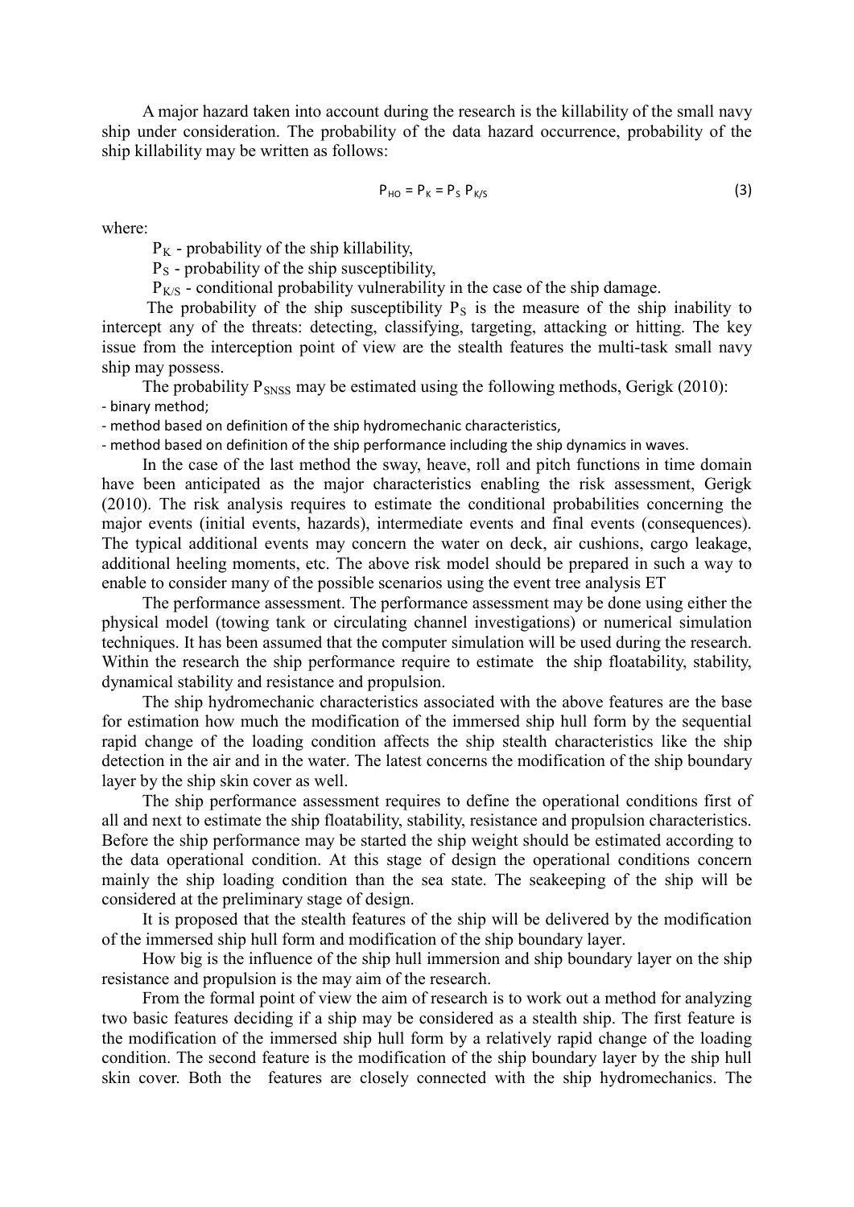A major hazard taken into account during the research is the killability of the small navy ship under consideration. The probability of the data hazard occurrence, probability of the ship killability may be written as follows:

$$P_{HO} = P_K = P_S \, P_{K/S} \tag{3}$$

where:

$P_K$ - probability of the ship killability,

$P_S$ - probability of the ship susceptibility,

$P_{K/S}$ - conditional probability vulnerability in the case of the ship damage.

The probability of the ship susceptibility $P_S$ is the measure of the ship inability to intercept any of the threats: detecting, classifying, targeting, attacking or hitting. The key issue from the interception point of view are the stealth features the multi-task small navy ship may possess.

The probability $P_{SNSS}$ may be estimated using the following methods, Gerigk (2010):

- binary method;
- method based on definition of the ship hydromechanic characteristics,
- method based on definition of the ship performance including the ship dynamics in waves.

In the case of the last method the sway, heave, roll and pitch functions in time domain have been anticipated as the major characteristics enabling the risk assessment, Gerigk (2010). The risk analysis requires to estimate the conditional probabilities concerning the major events (initial events, hazards), intermediate events and final events (consequences). The typical additional events may concern the water on deck, air cushions, cargo leakage, additional heeling moments, etc. The above risk model should be prepared in such a way to enable to consider many of the possible scenarios using the event tree analysis ET

The performance assessment. The performance assessment may be done using either the physical model (towing tank or circulating channel investigations) or numerical simulation techniques. It has been assumed that the computer simulation will be used during the research. Within the research the ship performance require to estimate the ship floatability, stability, dynamical stability and resistance and propulsion.

The ship hydromechanic characteristics associated with the above features are the base for estimation how much the modification of the immersed ship hull form by the sequential rapid change of the loading condition affects the ship stealth characteristics like the ship detection in the air and in the water. The latest concerns the modification of the ship boundary layer by the ship skin cover as well.

The ship performance assessment requires to define the operational conditions first of all and next to estimate the ship floatability, stability, resistance and propulsion characteristics. Before the ship performance may be started the ship weight should be estimated according to the data operational condition. At this stage of design the operational conditions concern mainly the ship loading condition than the sea state. The seakeeping of the ship will be considered at the preliminary stage of design.

It is proposed that the stealth features of the ship will be delivered by the modification of the immersed ship hull form and modification of the ship boundary layer.

How big is the influence of the ship hull immersion and ship boundary layer on the ship resistance and propulsion is the may aim of the research.

From the formal point of view the aim of research is to work out a method for analyzing two basic features deciding if a ship may be considered as a stealth ship. The first feature is the modification of the immersed ship hull form by a relatively rapid change of the loading condition. The second feature is the modification of the ship boundary layer by the ship hull skin cover. Both the features are closely connected with the ship hydromechanics. The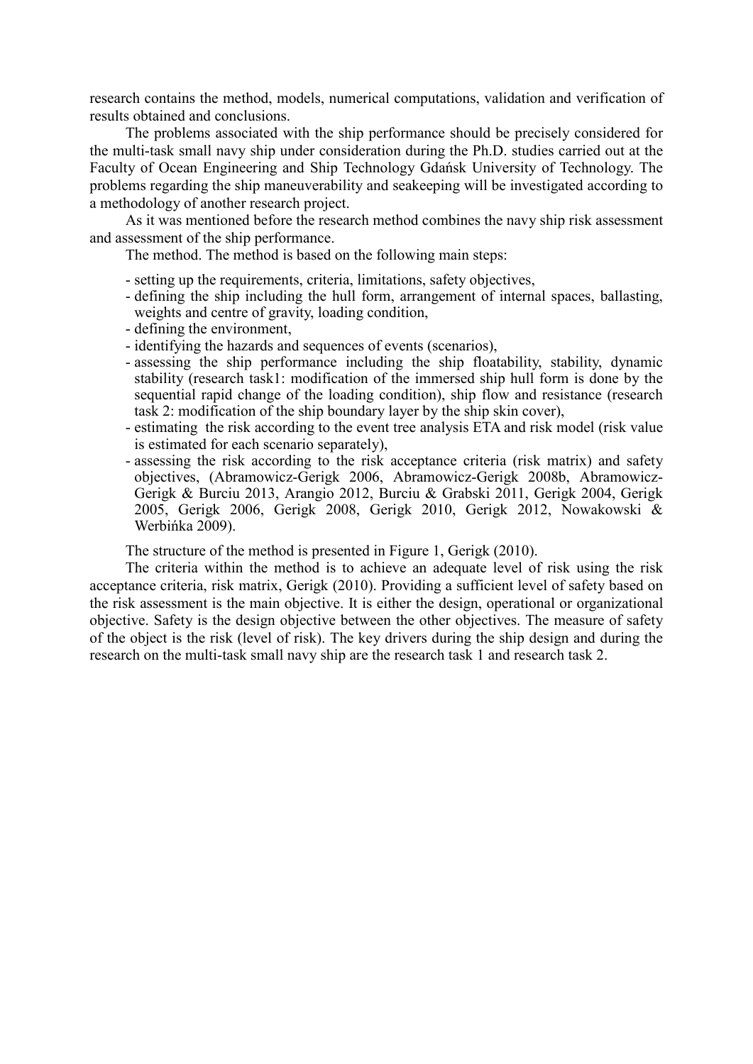research contains the method, models, numerical computations, validation and verification of results obtained and conclusions.

The problems associated with the ship performance should be precisely considered for the multi-task small navy ship under consideration during the Ph.D. studies carried out at the Faculty of Ocean Engineering and Ship Technology Gdańsk University of Technology. The problems regarding the ship maneuverability and seakeeping will be investigated according to a methodology of another research project.

As it was mentioned before the research method combines the navy ship risk assessment and assessment of the ship performance.

The method. The method is based on the following main steps:

- setting up the requirements, criteria, limitations, safety objectives,
- defining the ship including the hull form, arrangement of internal spaces, ballasting, weights and centre of gravity, loading condition,
- defining the environment,
- identifying the hazards and sequences of events (scenarios),
- assessing the ship performance including the ship floatability, stability, dynamic stability (research task1: modification of the immersed ship hull form is done by the sequential rapid change of the loading condition), ship flow and resistance (research task 2: modification of the ship boundary layer by the ship skin cover),
- estimating the risk according to the event tree analysis ETA and risk model (risk value is estimated for each scenario separately),
- assessing the risk according to the risk acceptance criteria (risk matrix) and safety objectives, (Abramowicz-Gerigk 2006, Abramowicz-Gerigk 2008b, Abramowicz-Gerigk & Burciu 2013, Arangio 2012, Burciu & Grabski 2011, Gerigk 2004, Gerigk 2005, Gerigk 2006, Gerigk 2008, Gerigk 2010, Gerigk 2012, Nowakowski & Werbińka 2009).

The structure of the method is presented in Figure 1, Gerigk (2010).

The criteria within the method is to achieve an adequate level of risk using the risk acceptance criteria, risk matrix, Gerigk (2010). Providing a sufficient level of safety based on the risk assessment is the main objective. It is either the design, operational or organizational objective. Safety is the design objective between the other objectives. The measure of safety of the object is the risk (level of risk). The key drivers during the ship design and during the research on the multi-task small navy ship are the research task 1 and research task 2.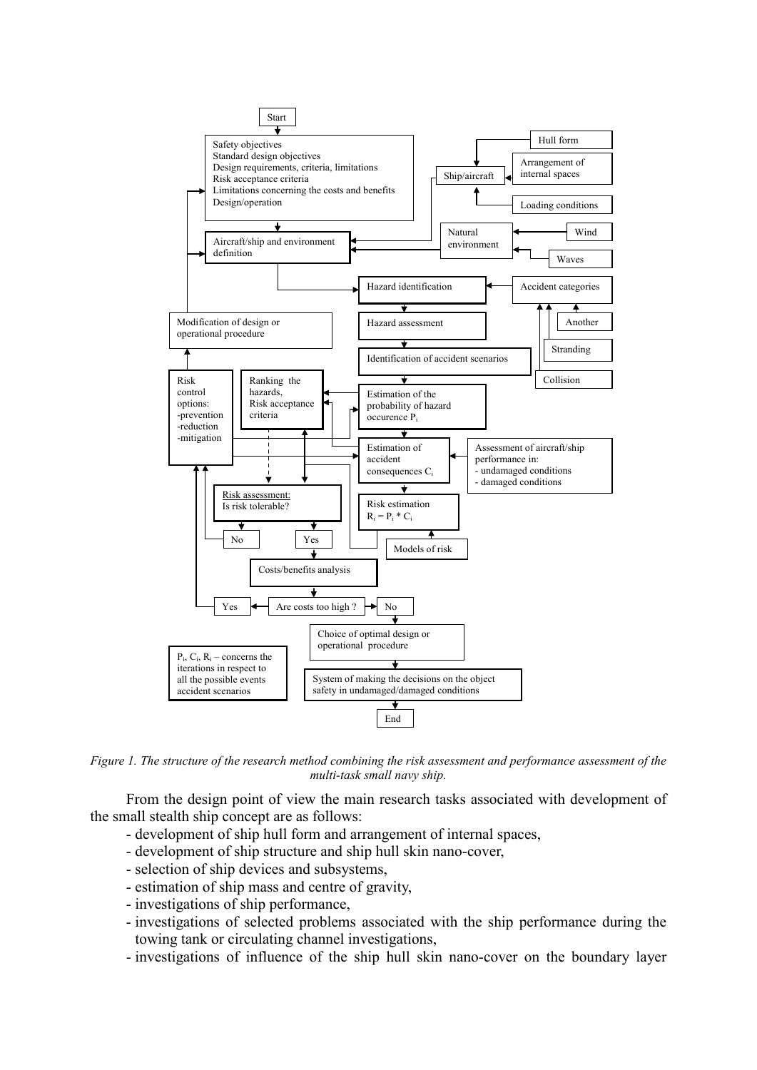*Figure 1. The structure of the research method combining the risk assessment and performance assessment of the multi-task small navy ship.*

From the design point of view the main research tasks associated with development of the small stealth ship concept are as follows:

- development of ship hull form and arrangement of internal spaces,
- development of ship structure and ship hull skin nano-cover,
- selection of ship devices and subsystems,
- estimation of ship mass and centre of gravity,
- investigations of ship performance,
- investigations of selected problems associated with the ship performance during the towing tank or circulating channel investigations,
- investigations of influence of the ship hull skin nano-cover on the boundary layer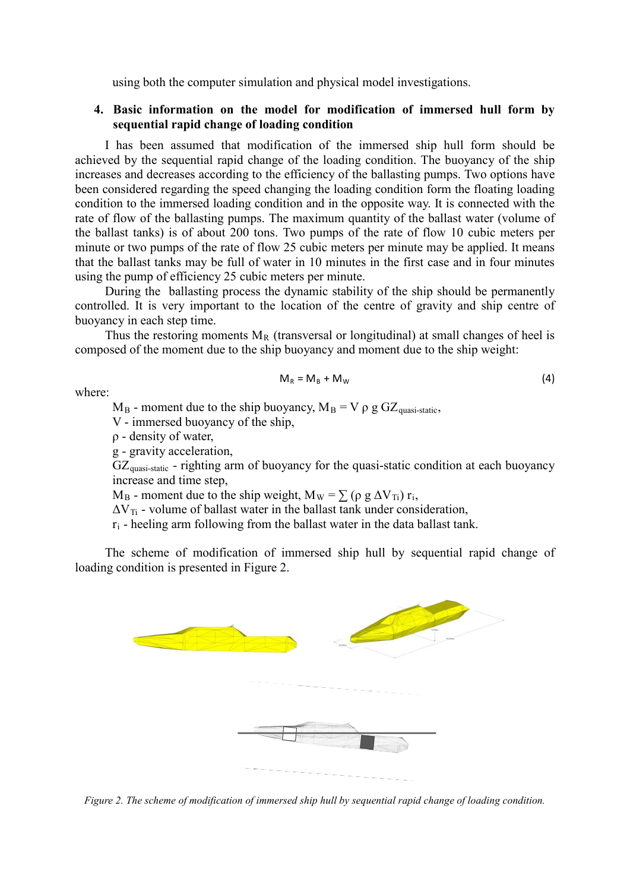using both the computer simulation and physical model investigations.

## 4. Basic information on the model for modification of immersed hull form by sequential rapid change of loading condition

I has been assumed that modification of the immersed ship hull form should be achieved by the sequential rapid change of the loading condition. The buoyancy of the ship increases and decreases according to the efficiency of the ballasting pumps. Two options have been considered regarding the speed changing the loading condition form the floating loading condition to the immersed loading condition and in the opposite way. It is connected with the rate of flow of the ballasting pumps. The maximum quantity of the ballast water (volume of the ballast tanks) is of about 200 tons. Two pumps of the rate of flow 10 cubic meters per minute or two pumps of the rate of flow 25 cubic meters per minute may be applied. It means that the ballast tanks may be full of water in 10 minutes in the first case and in four minutes using the pump of efficiency 25 cubic meters per minute.

During the ballasting process the dynamic stability of the ship should be permanently controlled. It is very important to the location of the centre of gravity and ship centre of buoyancy in each step time.

Thus the restoring moments $M_R$ (transversal or longitudinal) at small changes of heel is composed of the moment due to the ship buoyancy and moment due to the ship weight:

$$M_R = M_B + M_W \tag{4}$$

where:

$M_B$ - moment due to the ship buoyancy, $M_B = V \rho g GZ_{quasi\text{-}static}$,

$V$ - immersed buoyancy of the ship,

$\rho$ - density of water,

$g$ - gravity acceleration,

$GZ_{quasi\text{-}static}$ - righting arm of buoyancy for the quasi-static condition at each buoyancy increase and time step,

$M_B$ - moment due to the ship weight, $M_W = \sum (\rho g \Delta V_{Ti}) r_i$,

$\Delta V_{Ti}$ - volume of ballast water in the ballast tank under consideration,

$r_i$ - heeling arm following from the ballast water in the data ballast tank.

The scheme of modification of immersed ship hull by sequential rapid change of loading condition is presented in Figure 2.

*Figure 2. The scheme of modification of immersed ship hull by sequential rapid change of loading condition.*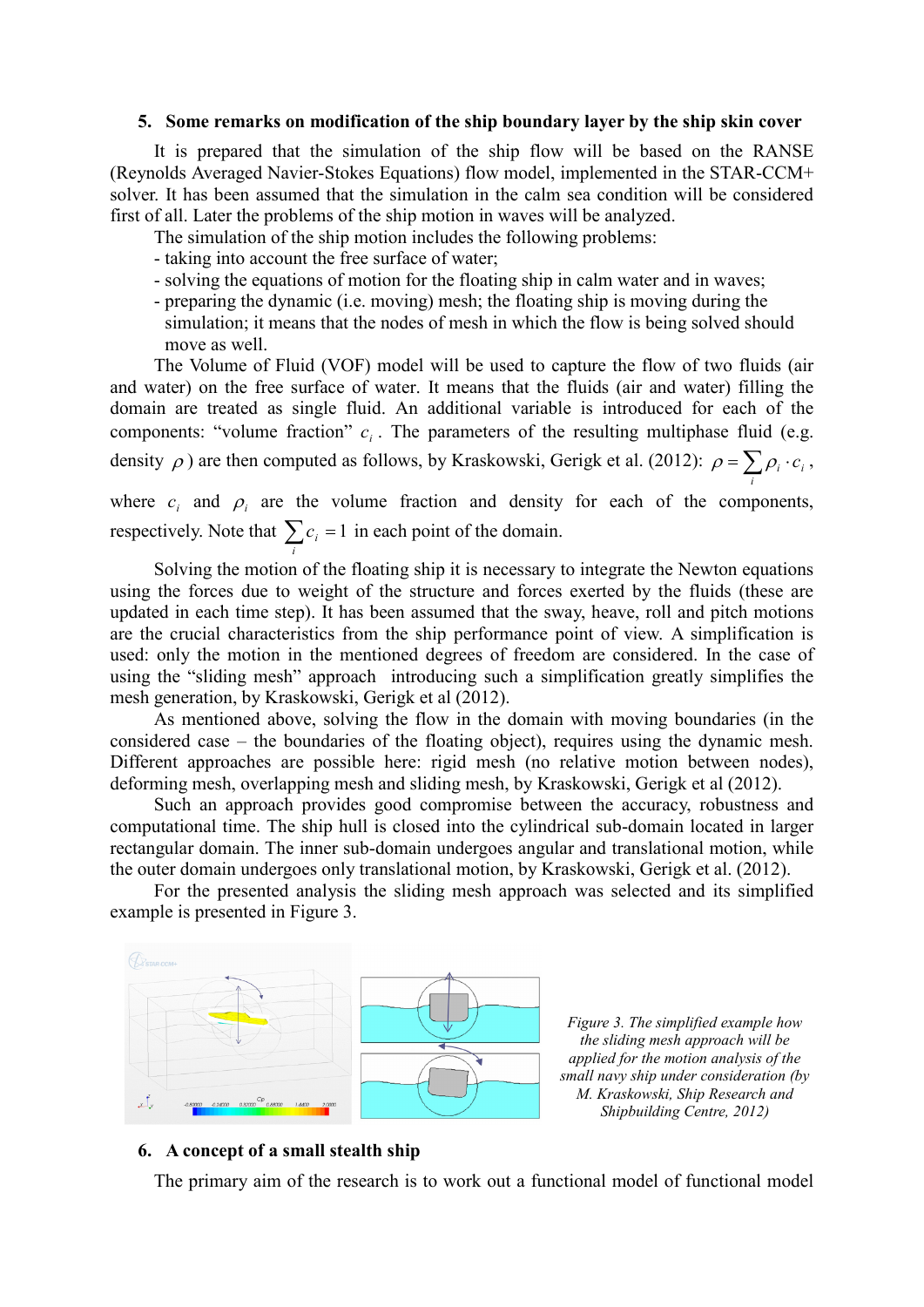## 5. Some remarks on modification of the ship boundary layer by the ship skin cover

It is prepared that the simulation of the ship flow will be based on the RANSE (Reynolds Averaged Navier-Stokes Equations) flow model, implemented in the STAR-CCM+ solver. It has been assumed that the simulation in the calm sea condition will be considered first of all. Later the problems of the ship motion in waves will be analyzed.

The simulation of the ship motion includes the following problems:

- taking into account the free surface of water;
- solving the equations of motion for the floating ship in calm water and in waves;
- preparing the dynamic (i.e. moving) mesh; the floating ship is moving during the simulation; it means that the nodes of mesh in which the flow is being solved should move as well.

The Volume of Fluid (VOF) model will be used to capture the flow of two fluids (air and water) on the free surface of water. It means that the fluids (air and water) filling the domain are treated as single fluid. An additional variable is introduced for each of the components: "volume fraction" $c_i$. The parameters of the resulting multiphase fluid (e.g. density $\rho$) are then computed as follows, by Kraskowski, Gerigk et al. (2012): $\rho = \sum_i \rho_i \cdot c_i$,

where $c_i$ and $\rho_i$ are the volume fraction and density for each of the components, respectively. Note that $\sum_i c_i = 1$ in each point of the domain.

Solving the motion of the floating ship it is necessary to integrate the Newton equations using the forces due to weight of the structure and forces exerted by the fluids (these are updated in each time step). It has been assumed that the sway, heave, roll and pitch motions are the crucial characteristics from the ship performance point of view. A simplification is used: only the motion in the mentioned degrees of freedom are considered. In the case of using the "sliding mesh" approach introducing such a simplification greatly simplifies the mesh generation, by Kraskowski, Gerigk et al (2012).

As mentioned above, solving the flow in the domain with moving boundaries (in the considered case – the boundaries of the floating object), requires using the dynamic mesh. Different approaches are possible here: rigid mesh (no relative motion between nodes), deforming mesh, overlapping mesh and sliding mesh, by Kraskowski, Gerigk et al (2012).

Such an approach provides good compromise between the accuracy, robustness and computational time. The ship hull is closed into the cylindrical sub-domain located in larger rectangular domain. The inner sub-domain undergoes angular and translational motion, while the outer domain undergoes only translational motion, by Kraskowski, Gerigk et al. (2012).

For the presented analysis the sliding mesh approach was selected and its simplified example is presented in Figure 3.

*Figure 3. The simplified example how the sliding mesh approach will be applied for the motion analysis of the small navy ship under consideration (by M. Kraskowski, Ship Research and Shipbuilding Centre, 2012)*

## 6. A concept of a small stealth ship

The primary aim of the research is to work out a functional model of functional model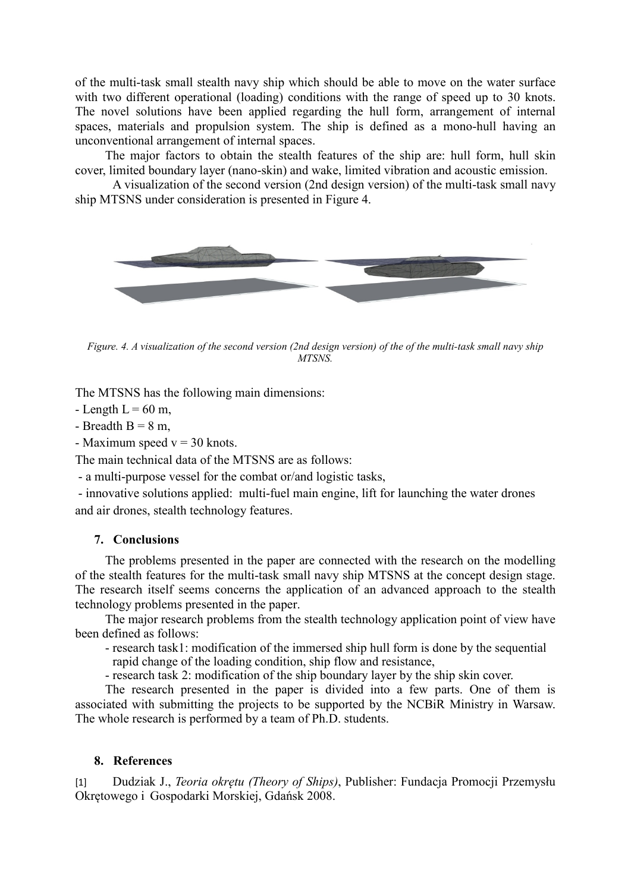of the multi-task small stealth navy ship which should be able to move on the water surface with two different operational (loading) conditions with the range of speed up to 30 knots. The novel solutions have been applied regarding the hull form, arrangement of internal spaces, materials and propulsion system. The ship is defined as a mono-hull having an unconventional arrangement of internal spaces.

The major factors to obtain the stealth features of the ship are: hull form, hull skin cover, limited boundary layer (nano-skin) and wake, limited vibration and acoustic emission.

A visualization of the second version (2nd design version) of the multi-task small navy ship MTSNS under consideration is presented in Figure 4.

*Figure. 4. A visualization of the second version (2nd design version) of the of the multi-task small navy ship MTSNS.*

The MTSNS has the following main dimensions:

- Length L = 60 m,
- Breadth B = 8 m,
- Maximum speed v = 30 knots.

The main technical data of the MTSNS are as follows:

- a multi-purpose vessel for the combat or/and logistic tasks,
- innovative solutions applied: multi-fuel main engine, lift for launching the water drones and air drones, stealth technology features.

## 7. Conclusions

The problems presented in the paper are connected with the research on the modelling of the stealth features for the multi-task small navy ship MTSNS at the concept design stage. The research itself seems concerns the application of an advanced approach to the stealth technology problems presented in the paper.

The major research problems from the stealth technology application point of view have been defined as follows:

- research task1: modification of the immersed ship hull form is done by the sequential rapid change of the loading condition, ship flow and resistance,
- research task 2: modification of the ship boundary layer by the ship skin cover.

The research presented in the paper is divided into a few parts. One of them is associated with submitting the projects to be supported by the NCBiR Ministry in Warsaw. The whole research is performed by a team of Ph.D. students.

## 8. References

[1] Dudziak J., *Teoria okrętu (Theory of Ships)*, Publisher: Fundacja Promocji Przemysłu Okrętowego i Gospodarki Morskiej, Gdańsk 2008.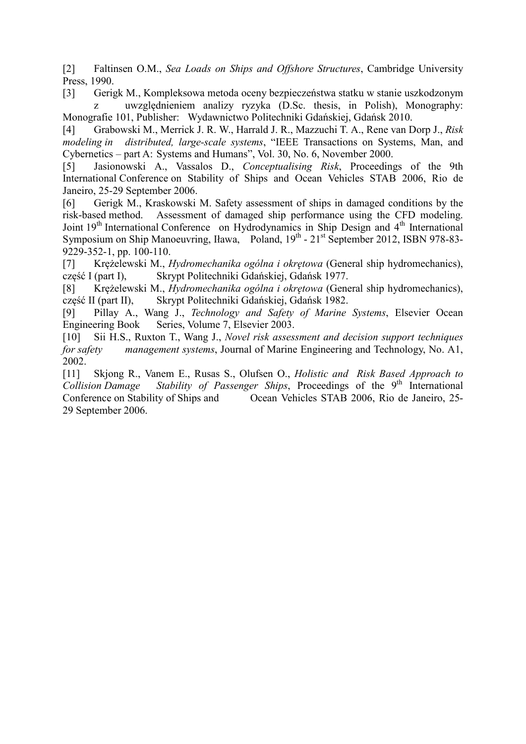[2] Faltinsen O.M., *Sea Loads on Ships and Offshore Structures*, Cambridge University Press, 1990.

[3] Gerigk M., Kompleksowa metoda oceny bezpieczeństwa statku w stanie uszkodzonym z uwzględnieniem analizy ryzyka (D.Sc. thesis, in Polish), Monography: Monografie 101, Publisher: Wydawnictwo Politechniki Gdańskiej, Gdańsk 2010.

[4] Grabowski M., Merrick J. R. W., Harrald J. R., Mazzuchi T. A., Rene van Dorp J., *Risk modeling in distributed, large-scale systems*, "IEEE Transactions on Systems, Man, and Cybernetics – part A: Systems and Humans", Vol. 30, No. 6, November 2000.

[5] Jasionowski A., Vassalos D., *Conceptualising Risk*, Proceedings of the 9th International Conference on Stability of Ships and Ocean Vehicles STAB 2006, Rio de Janeiro, 25-29 September 2006.

[6] Gerigk M., Kraskowski M. Safety assessment of ships in damaged conditions by the risk-based method. Assessment of damaged ship performance using the CFD modeling. Joint 19th International Conference on Hydrodynamics in Ship Design and 4th International Symposium on Ship Manoeuvring, Iława, Poland, 19th - 21st September 2012, ISBN 978-83-9229-352-1, pp. 100-110.

[7] Krężelewski M., *Hydromechanika ogólna i okrętowa* (General ship hydromechanics), część I (part I), Skrypt Politechniki Gdańskiej, Gdańsk 1977.

[8] Krężelewski M., *Hydromechanika ogólna i okrętowa* (General ship hydromechanics), część II (part II), Skrypt Politechniki Gdańskiej, Gdańsk 1982.

[9] Pillay A., Wang J., *Technology and Safety of Marine Systems*, Elsevier Ocean Engineering Book Series, Volume 7, Elsevier 2003.

[10] Sii H.S., Ruxton T., Wang J., *Novel risk assessment and decision support techniques for safety management systems*, Journal of Marine Engineering and Technology, No. A1, 2002.

[11] Skjong R., Vanem E., Rusas S., Olufsen O., *Holistic and Risk Based Approach to Collision Damage Stability of Passenger Ships*, Proceedings of the 9th International Conference on Stability of Ships and Ocean Vehicles STAB 2006, Rio de Janeiro, 25-29 September 2006.